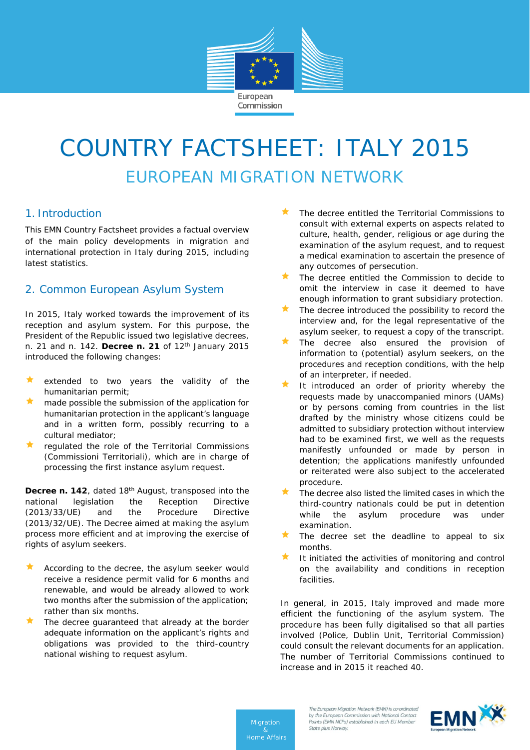# COUNTRY FACTSHEET: ITALY 2015

## EUROPEAN MIGRATION NETWORK

### 1. Introduction

This EMN Country Factsheet provides a factual overview of the main policy developments in migration and international protection in Italy during 2015, including latest statistics.

### 2. Common European Asylum System

In 2015, Italy worked towards the improvement of its reception and asylum system. For this purpose, the President of the Republic issued two legislative decrees, n. 21 and n. 142. **Decree n. 21** of 12th January 2015 introduced the following changes:

- extended to two years the validity of the humanitarian permit;
- made possible the submission of the application for humanitarian protection in the applicant's language and in a written form, possibly recurring to a cultural mediator;
- regulated the role of the Territorial Commissions (Commissioni Territoriali), which are in charge of processing the first instance asylum request.

**Decree n. 142**, dated 18th August, transposed into the national legislation the Reception Directive (2013/33/UE) and the Procedure Directive (2013/32/UE). The Decree aimed at making the asylum process more efficient and at improving the exercise of rights of asylum seekers.

- According to the decree, the asylum seeker would receive a residence permit valid for 6 months and renewable, and would be already allowed to work two months after the submission of the application; rather than six months.
- The decree guaranteed that already at the border adequate information on the applicant's rights and obligations was provided to the third-country national wishing to request asylum.
- The decree entitled the Territorial Commissions to consult with external experts on aspects related to culture, health, gender, religious or age during the examination of the asylum request, and to request a medical examination to ascertain the presence of any outcomes of persecution.
- The decree entitled the Commission to decide to omit the interview in case it deemed to have enough information to grant subsidiary protection.
- The decree introduced the possibility to record the interview and, for the legal representative of the asylum seeker, to request a copy of the transcript.
- The decree also ensured the provision of information to (potential) asylum seekers, on the procedures and reception conditions, with the help of an interpreter, if needed.
- It introduced an order of priority whereby the requests made by unaccompanied minors (UAMs) or by persons coming from countries in the list drafted by the ministry whose citizens could be admitted to subsidiary protection without interview had to be examined first, we well as the requests manifestly unfounded or made by person in detention; the applications manifestly unfounded or reiterated were also subject to the accelerated procedure.
- The decree also listed the limited cases in which the third-country nationals could be put in detention while the asylum procedure was under examination.
- The decree set the deadline to appeal to six months.
- It initiated the activities of monitoring and control on the availability and conditions in reception facilities.

In general, in 2015, Italy improved and made more efficient the functioning of the asylum system. The procedure has been fully digitalised so that all parties involved (Police, Dublin Unit, Territorial Commission) could consult the relevant documents for an application. The number of Territorial Commissions continued to increase and in 2015 it reached 40.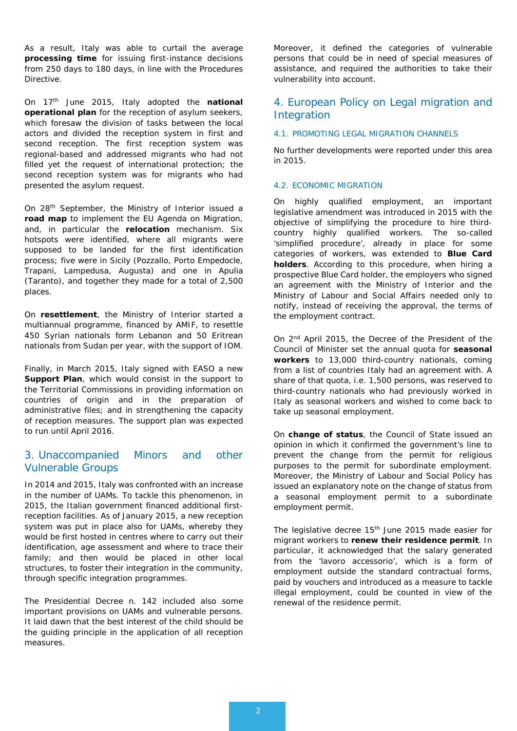As a result, Italy was able to curtail the average **processing time** for issuing first-instance decisions from 250 days to 180 days, in line with the Procedures Directive.

On 17th June 2015, Italy adopted the **national operational plan** for the reception of asylum seekers, which foresaw the division of tasks between the local actors and divided the reception system in first and second reception. The first reception system was regional-based and addressed migrants who had not filled yet the request of international protection; the second reception system was for migrants who had presented the asylum request.

On 28th September, the Ministry of Interior issued a **road map** to implement the EU Agenda on Migration, and, in particular the **relocation** mechanism. Six hotspots were identified, where all migrants were supposed to be landed for the first identification process; five were in Sicily (Pozzallo, Porto Empedocle, Trapani, Lampedusa, Augusta) and one in Apulia (Taranto), and together they made for a total of 2,500 places.

On **resettlement**, the Ministry of Interior started a multiannual programme, financed by AMIF, to resettle 450 Syrian nationals form Lebanon and 50 Eritrean nationals from Sudan per year, with the support of IOM.

Finally, in March 2015, Italy signed with EASO a new **Support Plan**, which would consist in the support to the Territorial Commissions in providing information on countries of origin and in the preparation of administrative files; and in strengthening the capacity of reception measures. The support plan was expected to run until April 2016.

## 3. Unaccompanied Minors and other Vulnerable Groups

In 2014 and 2015, Italy was confronted with an increase in the number of UAMs. To tackle this phenomenon, in 2015, the Italian government financed additional first-reception facilities. As of January 2015, a new reception system was put in place also for UAMs, whereby they would be first hosted in centres where to carry out their identification, age assessment and where to trace their family; and then would be placed in other local structures, to foster their integration in the community, through specific integration programmes.

The Presidential Decree n. 142 included also some important provisions on UAMs and vulnerable persons. It laid dawn that the best interest of the child should be the guiding principle in the application of all reception measures. Moreover, it defined the categories of vulnerable persons that could be in need of special measures of assistance, and required the authorities to take their vulnerability into account.

## 4. European Policy on Legal migration and Integration

### 4.1. PROMOTING LEGAL MIGRATION CHANNELS

No further developments were reported under this area in 2015.

### 4.2. ECONOMIC MIGRATION

On highly qualified employment, an important legislative amendment was introduced in 2015 with the objective of simplifying the procedure to hire third-country highly qualified workers. The so-called 'simplified procedure', already in place for some categories of workers, was extended to **Blue Card holders**. According to this procedure, when hiring a prospective Blue Card holder, the employers who signed an agreement with the Ministry of Interior and the Ministry of Labour and Social Affairs needed only to notify, instead of receiving the approval, the terms of the employment contract.

On 2nd April 2015, the Decree of the President of the Council of Minister set the annual quota for **seasonal workers** to 13,000 third-country nationals, coming from a list of countries Italy had an agreement with. A share of that quota, i.e. 1,500 persons, was reserved to third-country nationals who had previously worked in Italy as seasonal workers and wished to come back to take up seasonal employment.

On **change of status**, the Council of State issued an opinion in which it confirmed the government's line to prevent the change from the permit for religious purposes to the permit for subordinate employment. Moreover, the Ministry of Labour and Social Policy has issued an explanatory note on the change of status from a seasonal employment permit to a subordinate employment permit.

The legislative decree 15th June 2015 made easier for migrant workers to **renew their residence permit**. In particular, it acknowledged that the salary generated from the 'lavoro accessorio', which is a form of employment outside the standard contractual forms, paid by vouchers and introduced as a measure to tackle illegal employment, could be counted in view of the renewal of the residence permit.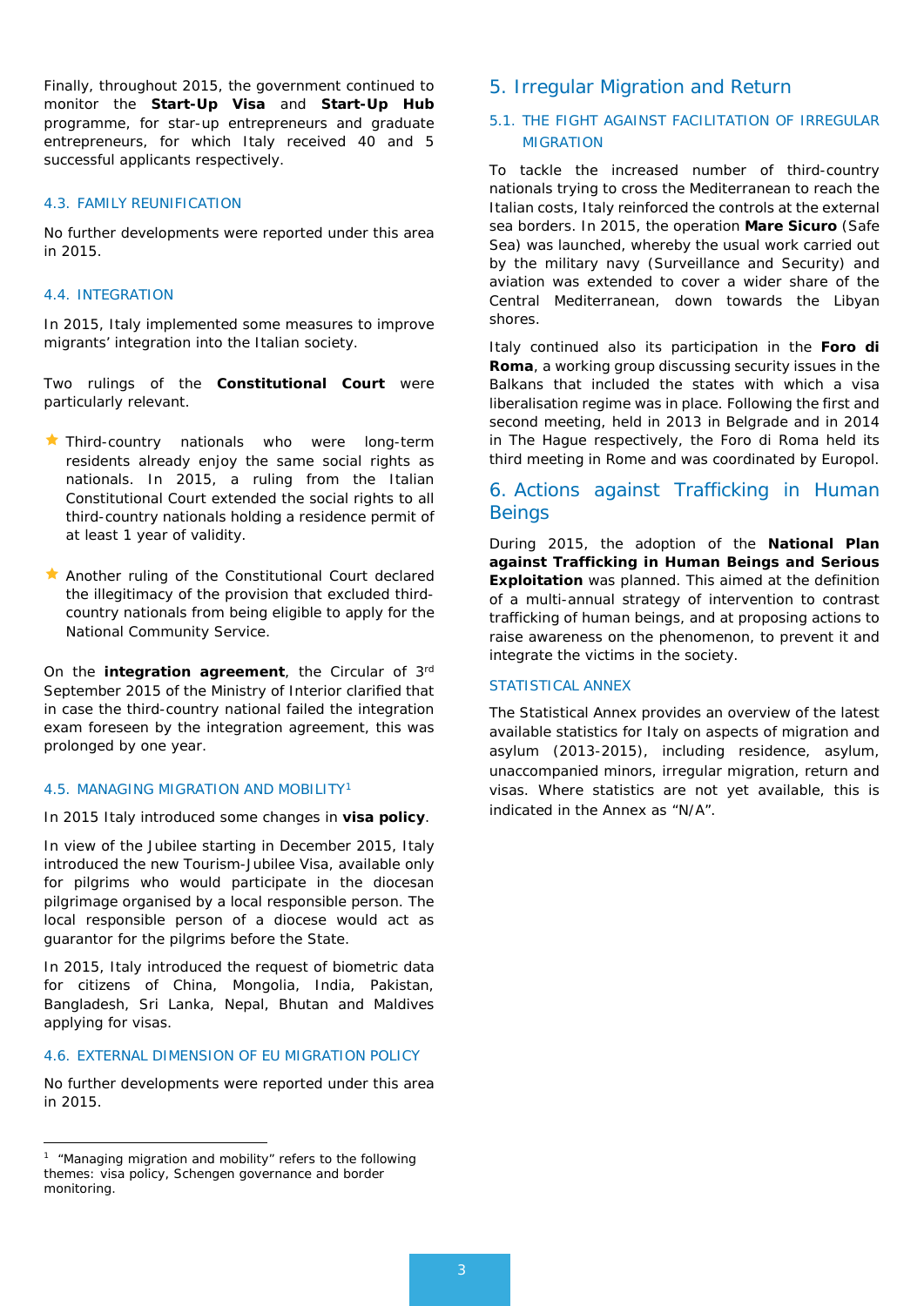Finally, throughout 2015, the government continued to monitor the **Start-Up Visa** and **Start-Up Hub** programme, for star-up entrepreneurs and graduate entrepreneurs, for which Italy received 40 and 5 successful applicants respectively.

### 4.3. FAMILY REUNIFICATION

No further developments were reported under this area in 2015.

### 4.4. INTEGRATION

In 2015, Italy implemented some measures to improve migrants' integration into the Italian society.

Two rulings of the **Constitutional Court** were particularly relevant.

- Third-country nationals who were long-term residents already enjoy the same social rights as nationals. In 2015, a ruling from the Italian Constitutional Court extended the social rights to all third-country nationals holding a residence permit of at least 1 year of validity.

- Another ruling of the Constitutional Court declared the illegitimacy of the provision that excluded third-country nationals from being eligible to apply for the National Community Service.

On the **integration agreement**, the Circular of 3rd September 2015 of the Ministry of Interior clarified that in case the third-country national failed the integration exam foreseen by the integration agreement, this was prolonged by one year.

### 4.5. MANAGING MIGRATION AND MOBILITY[1]

In 2015 Italy introduced some changes in **visa policy**.

In view of the Jubilee starting in December 2015, Italy introduced the new Tourism-Jubilee Visa, available only for pilgrims who would participate in the diocesan pilgrimage organised by a local responsible person. The local responsible person of a diocese would act as guarantor for the pilgrims before the State.

In 2015, Italy introduced the request of biometric data for citizens of China, Mongolia, India, Pakistan, Bangladesh, Sri Lanka, Nepal, Bhutan and Maldives applying for visas.

### 4.6. EXTERNAL DIMENSION OF EU MIGRATION POLICY

No further developments were reported under this area in 2015.

[1] "Managing migration and mobility" refers to the following themes: visa policy, Schengen governance and border monitoring.

## 5. Irregular Migration and Return

### 5.1. THE FIGHT AGAINST FACILITATION OF IRREGULAR MIGRATION

To tackle the increased number of third-country nationals trying to cross the Mediterranean to reach the Italian costs, Italy reinforced the controls at the external sea borders. In 2015, the operation **Mare Sicuro** (Safe Sea) was launched, whereby the usual work carried out by the military navy (Surveillance and Security) and aviation was extended to cover a wider share of the Central Mediterranean, down towards the Libyan shores.

Italy continued also its participation in the **Foro di Roma**, a working group discussing security issues in the Balkans that included the states with which a visa liberalisation regime was in place. Following the first and second meeting, held in 2013 in Belgrade and in 2014 in The Hague respectively, the Foro di Roma held its third meeting in Rome and was coordinated by Europol.

## 6. Actions against Trafficking in Human Beings

During 2015, the adoption of the **National Plan against Trafficking in Human Beings and Serious Exploitation** was planned. This aimed at the definition of a multi-annual strategy of intervention to contrast trafficking of human beings, and at proposing actions to raise awareness on the phenomenon, to prevent it and integrate the victims in the society.

### STATISTICAL ANNEX

The Statistical Annex provides an overview of the latest available statistics for Italy on aspects of migration and asylum (2013-2015), including residence, asylum, unaccompanied minors, irregular migration, return and visas. Where statistics are not yet available, this is indicated in the Annex as "N/A".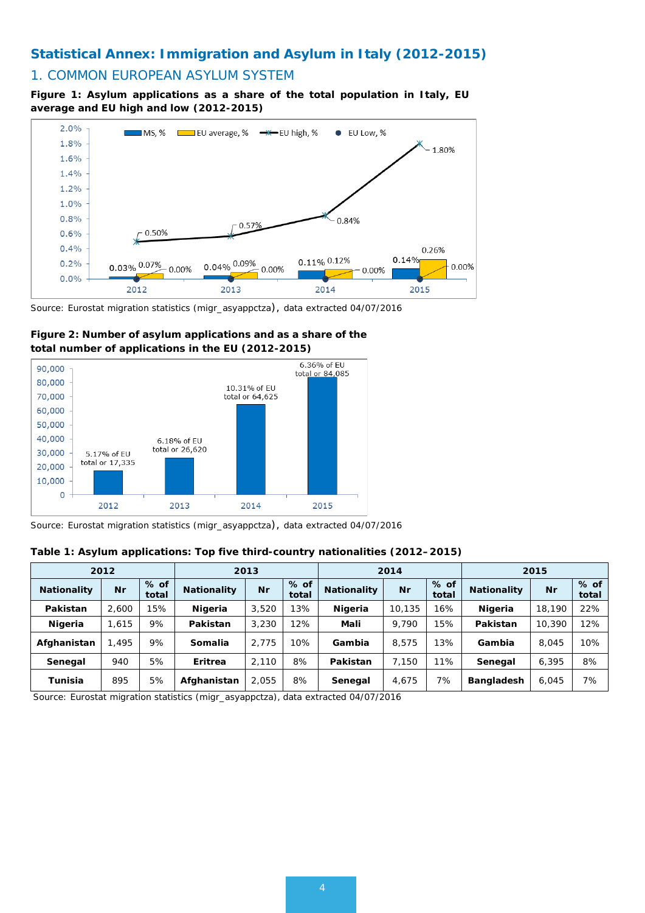## Statistical Annex: Immigration and Asylum in Italy (2012-2015)

### 1. COMMON EUROPEAN ASYLUM SYSTEM

**Figure 1: Asylum applications as a share of the total population in Italy, EU average and EU high and low (2012-2015)**

Source: Eurostat migration statistics (migr_asyappctza), data extracted 04/07/2016

**Figure 2: Number of asylum applications and as a share of the total number of applications in the EU (2012-2015)**

Source: Eurostat migration statistics (migr_asyappctza), data extracted 04/07/2016

**Table 1: Asylum applications: Top five third-country nationalities (2012–2015)**

| 2012 | | | 2013 | | | 2014 | | | 2015 | | |
|---|---|---|---|---|---|---|---|---|---|---|---|
| **Nationality** | **Nr** | **% of total** | **Nationality** | **Nr** | **% of total** | **Nationality** | **Nr** | **% of total** | **Nationality** | **Nr** | **% of total** |
| **Pakistan** | 2,600 | 15% | **Nigeria** | 3,520 | 13% | **Nigeria** | 10,135 | 16% | **Nigeria** | 18,190 | 22% |
| **Nigeria** | 1,615 | 9% | **Pakistan** | 3,230 | 12% | **Mali** | 9,790 | 15% | **Pakistan** | 10,390 | 12% |
| **Afghanistan** | 1,495 | 9% | **Somalia** | 2,775 | 10% | **Gambia** | 8,575 | 13% | **Gambia** | 8,045 | 10% |
| **Senegal** | 940 | 5% | **Eritrea** | 2,110 | 8% | **Pakistan** | 7,150 | 11% | **Senegal** | 6,395 | 8% |
| **Tunisia** | 895 | 5% | **Afghanistan** | 2,055 | 8% | **Senegal** | 4,675 | 7% | **Bangladesh** | 6,045 | 7% |

Source: Eurostat migration statistics (migr_asyappctza), data extracted 04/07/2016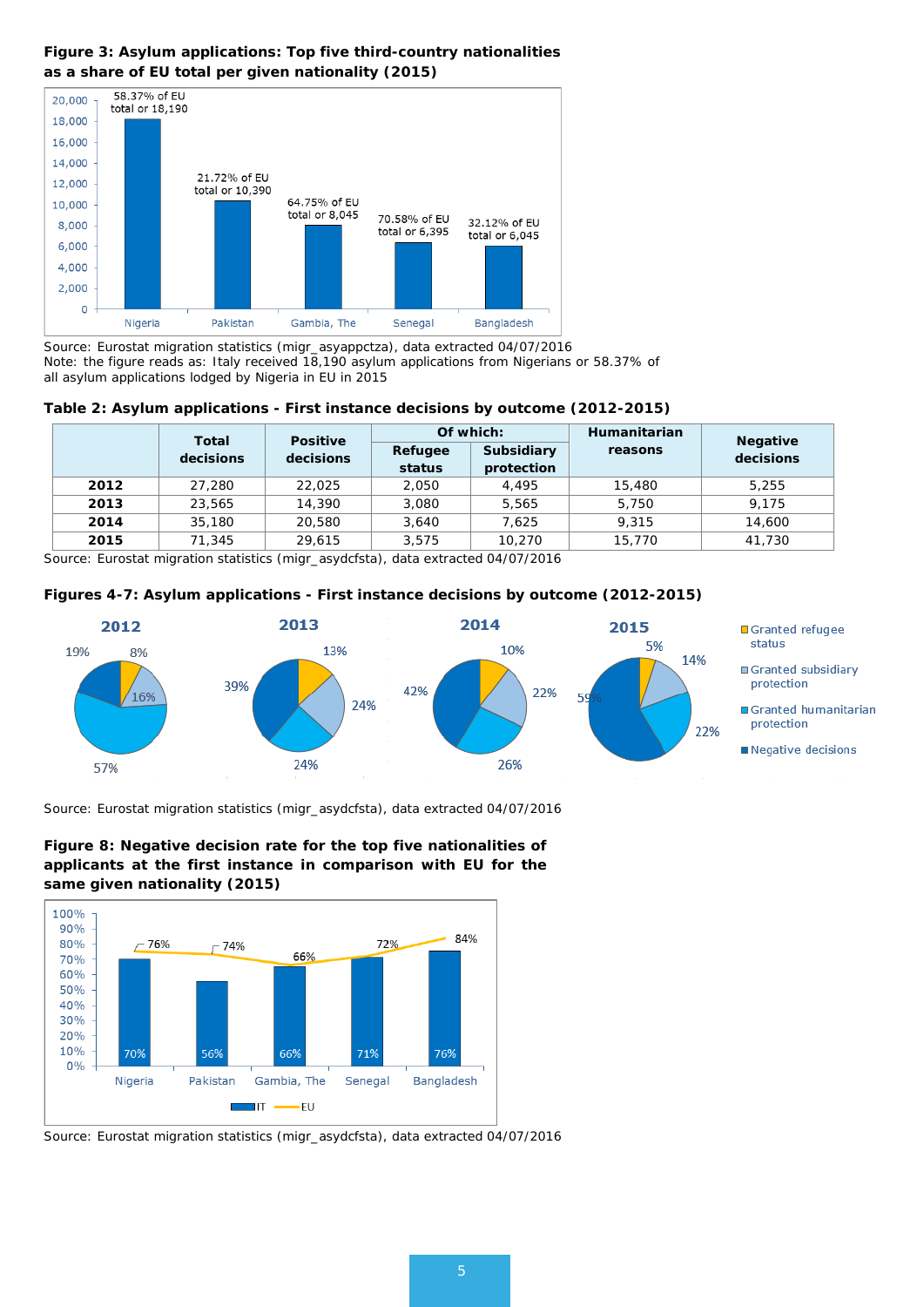**Figure 3: Asylum applications: Top five third-country nationalities as a share of EU total per given nationality (2015)**

| Nationality | Applications | Share of EU total |
|---|---|---|
| Nigeria | 18,190 | 58.37% |
| Pakistan | 10,390 | 21.72% |
| Gambia, The | 8,045 | 64.75% |
| Senegal | 6,395 | 70.58% |
| Bangladesh | 6,045 | 32.12% |

Source: Eurostat migration statistics (migr_asyappctza), data extracted 04/07/2016
Note: the figure reads as: Italy received 18,190 asylum applications from Nigerians or 58.37% of all asylum applications lodged by Nigeria in EU in 2015

**Table 2: Asylum applications - First instance decisions by outcome (2012-2015)**

| | Total decisions | Positive decisions | Of which: | | Humanitarian reasons | Negative decisions |
|---|---|---|---|---|---|---|
| | | | Refugee status | Subsidiary protection | | |
| **2012** | 27,280 | 22,025 | 2,050 | 4,495 | 15,480 | 5,255 |
| **2013** | 23,565 | 14,390 | 3,080 | 5,565 | 5,750 | 9,175 |
| **2014** | 35,180 | 20,580 | 3,640 | 7,625 | 9,315 | 14,600 |
| **2015** | 71,345 | 29,615 | 3,575 | 10,270 | 15,770 | 41,730 |

Source: Eurostat migration statistics (migr_asydcfsta), data extracted 04/07/2016

**Figures 4-7: Asylum applications - First instance decisions by outcome (2012-2015)**

| | 2012 | 2013 | 2014 | 2015 |
|---|---|---|---|---|
| Granted refugee status | 8% | 13% | 10% | 5% |
| Granted subsidiary protection | 16% | 24% | 22% | 14% |
| Granted humanitarian protection | 57% | 24% | 26% | 22% |
| Negative decisions | 19% | 39% | 42% | 59% |

Source: Eurostat migration statistics (migr_asydcfsta), data extracted 04/07/2016

**Figure 8: Negative decision rate for the top five nationalities of applicants at the first instance in comparison with EU for the same given nationality (2015)**

| Nationality | IT | EU |
|---|---|---|
| Nigeria | 70% | 76% |
| Pakistan | 56% | 74% |
| Gambia, The | 66% | 66% |
| Senegal | 71% | 72% |
| Bangladesh | 76% | 84% |

Source: Eurostat migration statistics (migr_asydcfsta), data extracted 04/07/2016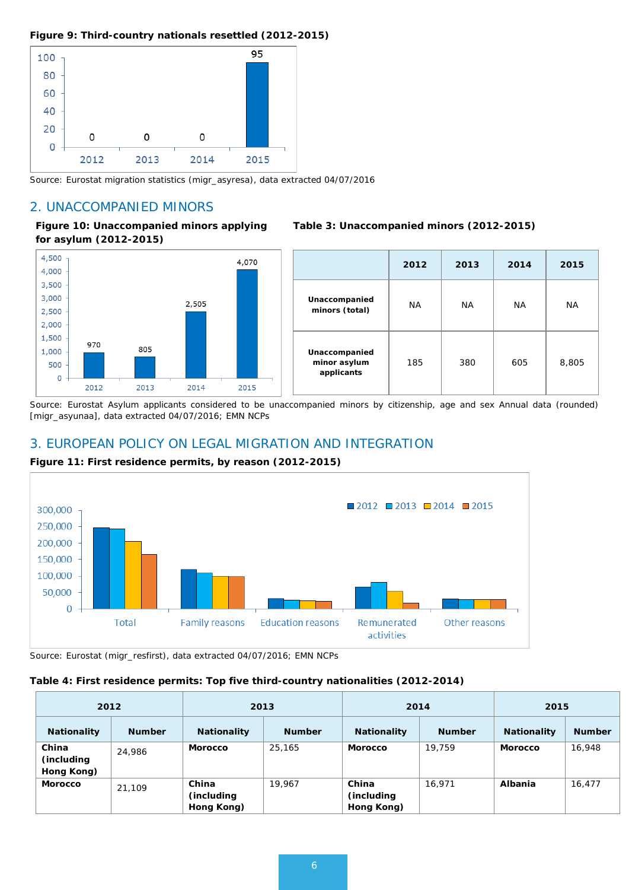**Figure 9: Third-country nationals resettled (2012-2015)**

| 2012 | 2013 | 2014 | 2015 |
|---|---|---|---|
| 0 | 0 | 0 | 95 |

Source: Eurostat migration statistics (migr_asyresa), data extracted 04/07/2016

## 2. UNACCOMPANIED MINORS

**Figure 10: Unaccompanied minors applying for asylum (2012-2015)**

| 2012 | 2013 | 2014 | 2015 |
|---|---|---|---|
| 970 | 805 | 2,505 | 4,070 |

**Table 3: Unaccompanied minors (2012-2015)**

| | 2012 | 2013 | 2014 | 2015 |
|---|---|---|---|---|
| **Unaccompanied minors (total)** | NA | NA | NA | NA |
| **Unaccompanied minor asylum applicants** | 185 | 380 | 605 | 8,805 |

Source: Eurostat Asylum applicants considered to be unaccompanied minors by citizenship, age and sex Annual data (rounded) [migr_asyunaa], data extracted 04/07/2016; EMN NCPs

## 3. EUROPEAN POLICY ON LEGAL MIGRATION AND INTEGRATION

**Figure 11: First residence permits, by reason (2012-2015)**

Source: Eurostat (migr_resfirst), data extracted 04/07/2016; EMN NCPs

**Table 4: First residence permits: Top five third-country nationalities (2012-2014)**

| 2012 | | 2013 | | 2014 | | 2015 | |
|---|---|---|---|---|---|---|---|
| **Nationality** | **Number** | **Nationality** | **Number** | **Nationality** | **Number** | **Nationality** | **Number** |
| **China (including Hong Kong)** | 24,986 | **Morocco** | 25,165 | **Morocco** | 19,759 | **Morocco** | 16,948 |
| **Morocco** | 21,109 | **China (including Hong Kong)** | 19,967 | **China (including Hong Kong)** | 16,971 | **Albania** | 16,477 |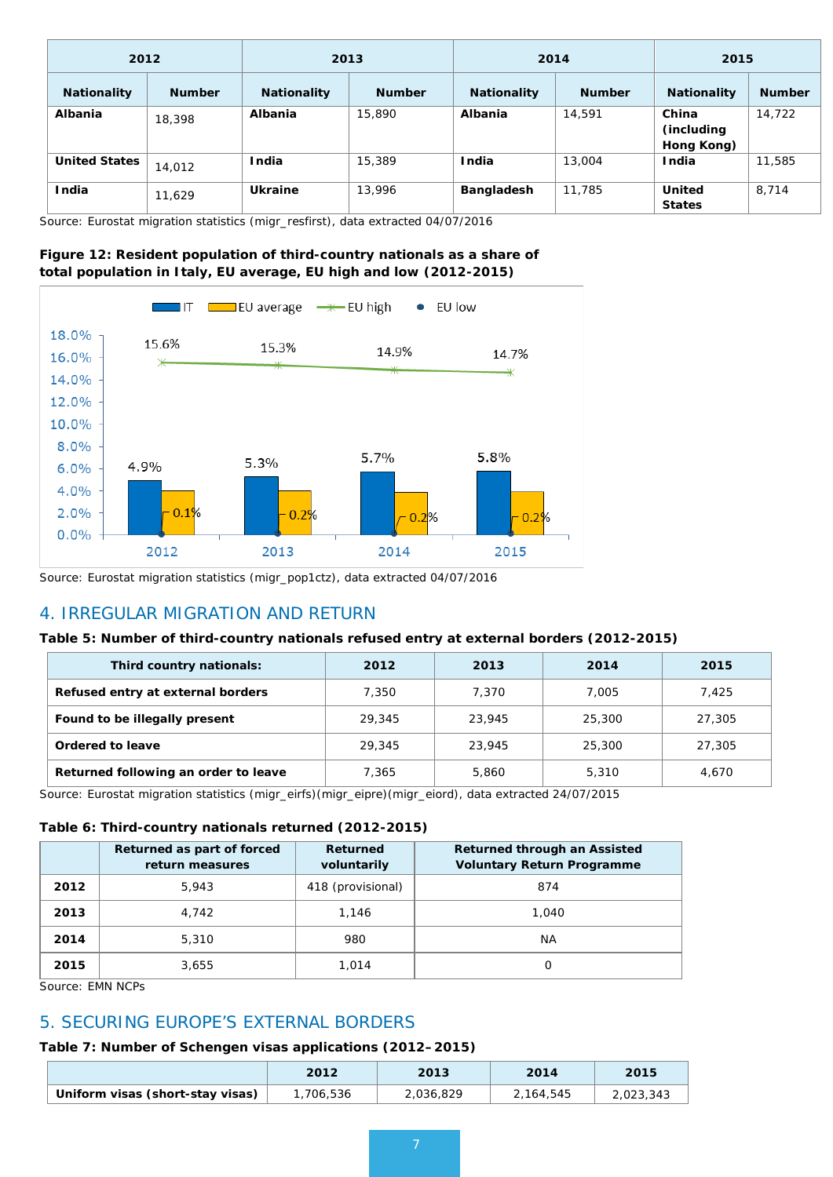| 2012 | | 2013 | | 2014 | | 2015 | |
|---|---|---|---|---|---|---|---|
| **Nationality** | **Number** | **Nationality** | **Number** | **Nationality** | **Number** | **Nationality** | **Number** |
| **Albania** | 18,398 | **Albania** | 15,890 | **Albania** | 14,591 | **China (including Hong Kong)** | 14,722 |
| **United States** | 14,012 | **India** | 15,389 | **India** | 13,004 | **India** | 11,585 |
| **India** | 11,629 | **Ukraine** | 13,996 | **Bangladesh** | 11,785 | **United States** | 8,714 |

Source: Eurostat migration statistics (migr_resfirst), data extracted 04/07/2016

**Figure 12: Resident population of third-country nationals as a share of total population in Italy, EU average, EU high and low (2012-2015)**

| | IT | EU average | EU high | EU low |
|---|---|---|---|---|
| 2012 | 4.9% | | 15.6% | 0.1% |
| 2013 | 5.3% | | 15.3% | 0.2% |
| 2014 | 5.7% | | 14.9% | 0.2% |
| 2015 | 5.8% | | 14.7% | 0.2% |

Source: Eurostat migration statistics (migr_pop1ctz), data extracted 04/07/2016

## 4. IRREGULAR MIGRATION AND RETURN

**Table 5: Number of third-country nationals refused entry at external borders (2012-2015)**

| Third country nationals: | 2012 | 2013 | 2014 | 2015 |
|---|---|---|---|---|
| **Refused entry at external borders** | 7,350 | 7,370 | 7,005 | 7,425 |
| **Found to be illegally present** | 29,345 | 23,945 | 25,300 | 27,305 |
| **Ordered to leave** | 29,345 | 23,945 | 25,300 | 27,305 |
| **Returned following an order to leave** | 7,365 | 5,860 | 5,310 | 4,670 |

Source: Eurostat migration statistics (migr_eirfs)(migr_eipre)(migr_eiord), data extracted 24/07/2015

**Table 6: Third-country nationals returned (2012-2015)**

| | Returned as part of forced return measures | Returned voluntarily | Returned through an Assisted Voluntary Return Programme |
|---|---|---|---|
| **2012** | 5,943 | 418 (provisional) | 874 |
| **2013** | 4,742 | 1,146 | 1,040 |
| **2014** | 5,310 | 980 | NA |
| **2015** | 3,655 | 1,014 | 0 |

Source: EMN NCPs

## 5. SECURING EUROPE'S EXTERNAL BORDERS

**Table 7: Number of Schengen visas applications (2012–2015)**

| | 2012 | 2013 | 2014 | 2015 |
|---|---|---|---|---|
| **Uniform visas (short-stay visas)** | 1,706,536 | 2,036,829 | 2,164,545 | 2,023,343 |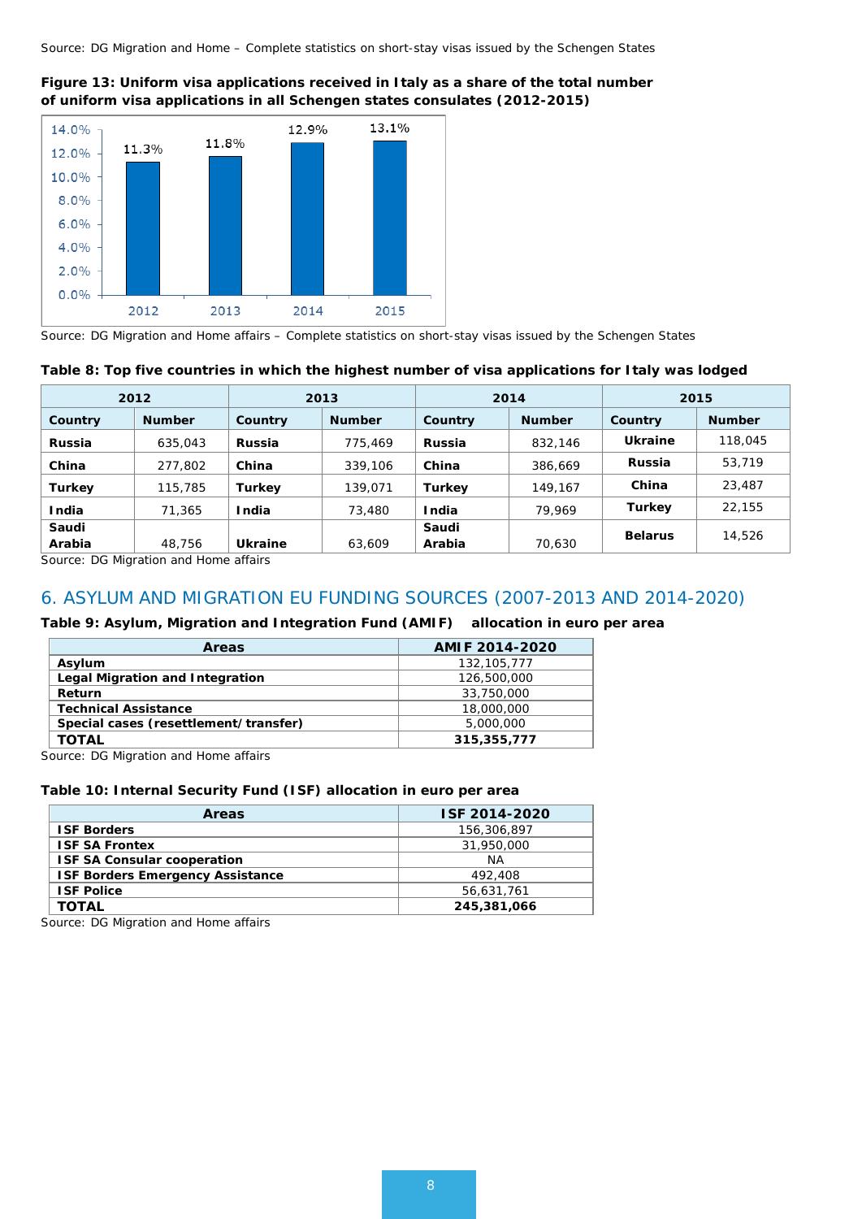Source: DG Migration and Home – Complete statistics on short-stay visas issued by the Schengen States

**Figure 13: Uniform visa applications received in Italy as a share of the total number of uniform visa applications in all Schengen states consulates (2012-2015)**

| Year | Share |
|---|---|
| 2012 | 11.3% |
| 2013 | 11.8% |
| 2014 | 12.9% |
| 2015 | 13.1% |

Source: DG Migration and Home affairs – Complete statistics on short-stay visas issued by the Schengen States

**Table 8: Top five countries in which the highest number of visa applications for Italy was lodged**

| 2012 | | 2013 | | 2014 | | 2015 | |
|---|---|---|---|---|---|---|---|
| **Country** | **Number** | **Country** | **Number** | **Country** | **Number** | **Country** | **Number** |
| **Russia** | 635,043 | **Russia** | 775,469 | **Russia** | 832,146 | **Ukraine** | 118,045 |
| **China** | 277,802 | **China** | 339,106 | **China** | 386,669 | **Russia** | 53,719 |
| **Turkey** | 115,785 | **Turkey** | 139,071 | **Turkey** | 149,167 | **China** | 23,487 |
| **India** | 71,365 | **India** | 73,480 | **India** | 79,969 | **Turkey** | 22,155 |
| **Saudi Arabia** | 48,756 | **Ukraine** | 63,609 | **Saudi Arabia** | 70,630 | **Belarus** | 14,526 |

Source: DG Migration and Home affairs

## 6. ASYLUM AND MIGRATION EU FUNDING SOURCES (2007-2013 AND 2014-2020)

**Table 9: Asylum, Migration and Integration Fund (AMIF) allocation in euro per area**

| Areas | AMIF 2014-2020 |
|---|---|
| **Asylum** | 132,105,777 |
| **Legal Migration and Integration** | 126,500,000 |
| **Return** | 33,750,000 |
| **Technical Assistance** | 18,000,000 |
| **Special cases (resettlement/transfer)** | 5,000,000 |
| **TOTAL** | **315,355,777** |

Source: DG Migration and Home affairs

**Table 10: Internal Security Fund (ISF) allocation in euro per area**

| Areas | ISF 2014-2020 |
|---|---|
| **ISF Borders** | 156,306,897 |
| **ISF SA Frontex** | 31,950,000 |
| **ISF SA Consular cooperation** | NA |
| **ISF Borders Emergency Assistance** | 492,408 |
| **ISF Police** | 56,631,761 |
| **TOTAL** | **245,381,066** |

Source: DG Migration and Home affairs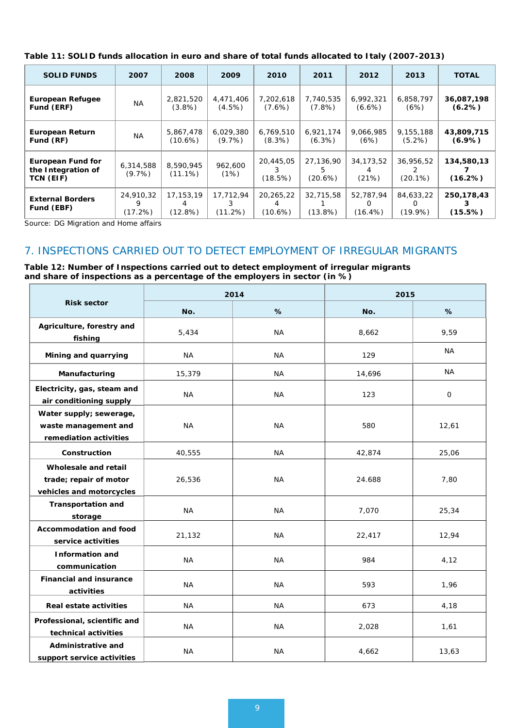**Table 11: SOLID funds allocation in euro and share of total funds allocated to Italy (2007-2013)**

| SOLID FUNDS | 2007 | 2008 | 2009 | 2010 | 2011 | 2012 | 2013 | TOTAL |
|---|---|---|---|---|---|---|---|---|
| **European Refugee Fund (ERF)** | NA | 2,821,520 (3.8%) | 4,471,406 (4.5%) | 7,202,618 (7.6%) | 7,740,535 (7.8%) | 6,992,321 (6.6%) | 6,858,797 (6%) | **36,087,198 (6.2%)** |
| **European Return Fund (RF)** | NA | 5,867,478 (10.6%) | 6,029,380 (9.7%) | 6,769,510 (8.3%) | 6,921,174 (6.3%) | 9,066,985 (6%) | 9,155,188 (5.2%) | **43,809,715 (6.9%)** |
| **European Fund for the Integration of TCN (EIF)** | 6,314,588 (9.7%) | 8,590,945 (11.1%) | 962,600 (1%) | 20,445,053 (18.5%) | 27,136,905 (20.6%) | 34,173,524 (21%) | 36,956,522 (20.1%) | **134,580,137 (16.2%)** |
| **External Borders Fund (EBF)** | 24,910,329 (17.2%) | 17,153,194 (12.8%) | 17,712,943 (11.2%) | 20,265,224 (10.6%) | 32,715,581 (13.8%) | 52,787,940 (16.4%) | 84,633,220 (19.9%) | **250,178,433 (15.5%)** |

Source: DG Migration and Home affairs

## 7. INSPECTIONS CARRIED OUT TO DETECT EMPLOYMENT OF IRREGULAR MIGRANTS

**Table 12: Number of Inspections carried out to detect employment of irregular migrants and share of inspections as a percentage of the employers in sector (in %)**

| Risk sector | 2014 | | 2015 | |
|---|---|---|---|---|
| | No. | % | No. | % |
| **Agriculture, forestry and fishing** | 5,434 | NA | 8,662 | 9,59 |
| **Mining and quarrying** | NA | NA | 129 | NA |
| **Manufacturing** | 15,379 | NA | 14,696 | NA |
| **Electricity, gas, steam and air conditioning supply** | NA | NA | 123 | 0 |
| **Water supply; sewerage, waste management and remediation activities** | NA | NA | 580 | 12,61 |
| **Construction** | 40,555 | NA | 42,874 | 25,06 |
| **Wholesale and retail trade; repair of motor vehicles and motorcycles** | 26,536 | NA | 24.688 | 7,80 |
| **Transportation and storage** | NA | NA | 7,070 | 25,34 |
| **Accommodation and food service activities** | 21,132 | NA | 22,417 | 12,94 |
| **Information and communication** | NA | NA | 984 | 4,12 |
| **Financial and insurance activities** | NA | NA | 593 | 1,96 |
| **Real estate activities** | NA | NA | 673 | 4,18 |
| **Professional, scientific and technical activities** | NA | NA | 2,028 | 1,61 |
| **Administrative and support service activities** | NA | NA | 4,662 | 13,63 |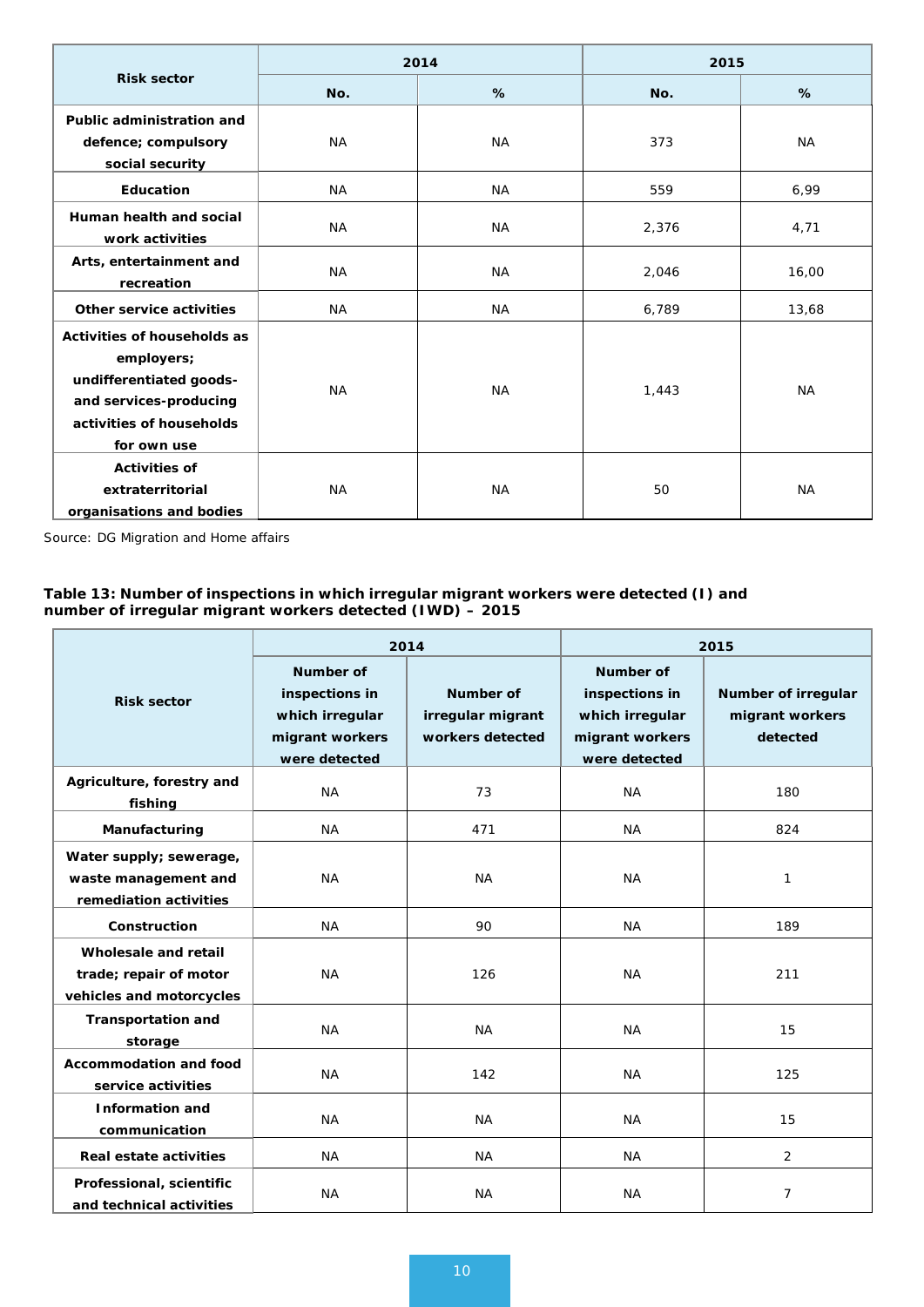| Risk sector | 2014 | | 2015 | |
|---|---|---|---|---|
| | No. | % | No. | % |
| Public administration and defence; compulsory social security | NA | NA | 373 | NA |
| Education | NA | NA | 559 | 6,99 |
| Human health and social work activities | NA | NA | 2,376 | 4,71 |
| Arts, entertainment and recreation | NA | NA | 2,046 | 16,00 |
| Other service activities | NA | NA | 6,789 | 13,68 |
| Activities of households as employers; undifferentiated goods- and services-producing activities of households for own use | NA | NA | 1,443 | NA |
| Activities of extraterritorial organisations and bodies | NA | NA | 50 | NA |

Source: DG Migration and Home affairs

**Table 13: Number of inspections in which irregular migrant workers were detected (I) and number of irregular migrant workers detected (IWD) – 2015**

| Risk sector | 2014 | | 2015 | |
|---|---|---|---|---|
| | Number of inspections in which irregular migrant workers were detected | Number of irregular migrant workers detected | Number of inspections in which irregular migrant workers were detected | Number of irregular migrant workers detected |
| Agriculture, forestry and fishing | NA | 73 | NA | 180 |
| Manufacturing | NA | 471 | NA | 824 |
| Water supply; sewerage, waste management and remediation activities | NA | NA | NA | 1 |
| Construction | NA | 90 | NA | 189 |
| Wholesale and retail trade; repair of motor vehicles and motorcycles | NA | 126 | NA | 211 |
| Transportation and storage | NA | NA | NA | 15 |
| Accommodation and food service activities | NA | 142 | NA | 125 |
| Information and communication | NA | NA | NA | 15 |
| Real estate activities | NA | NA | NA | 2 |
| Professional, scientific and technical activities | NA | NA | NA | 7 |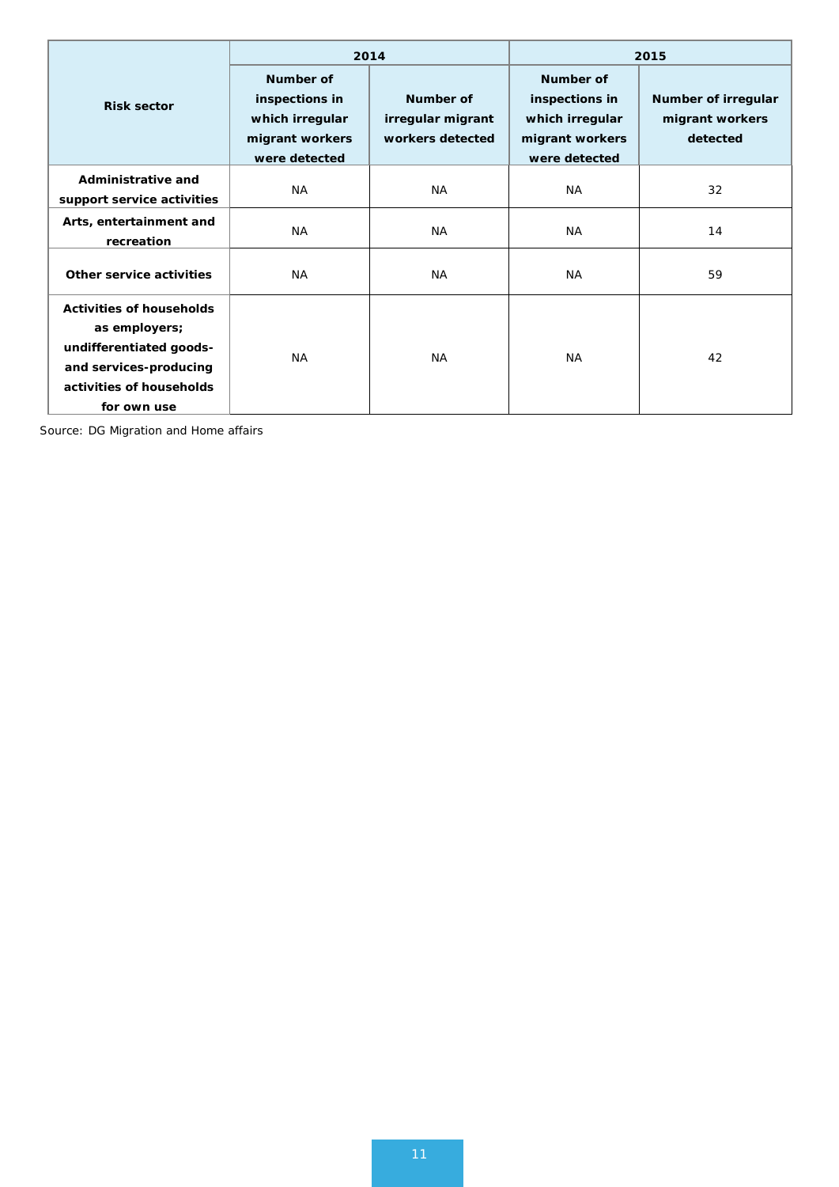| Risk sector | 2014 | | 2015 | |
|---|---|---|---|---|
| | Number of inspections in which irregular migrant workers were detected | Number of irregular migrant workers detected | Number of inspections in which irregular migrant workers were detected | Number of irregular migrant workers detected |
| **Administrative and support service activities** | NA | NA | NA | 32 |
| **Arts, entertainment and recreation** | NA | NA | NA | 14 |
| **Other service activities** | NA | NA | NA | 59 |
| **Activities of households as employers; undifferentiated goods- and services-producing activities of households for own use** | NA | NA | NA | 42 |

Source: DG Migration and Home affairs